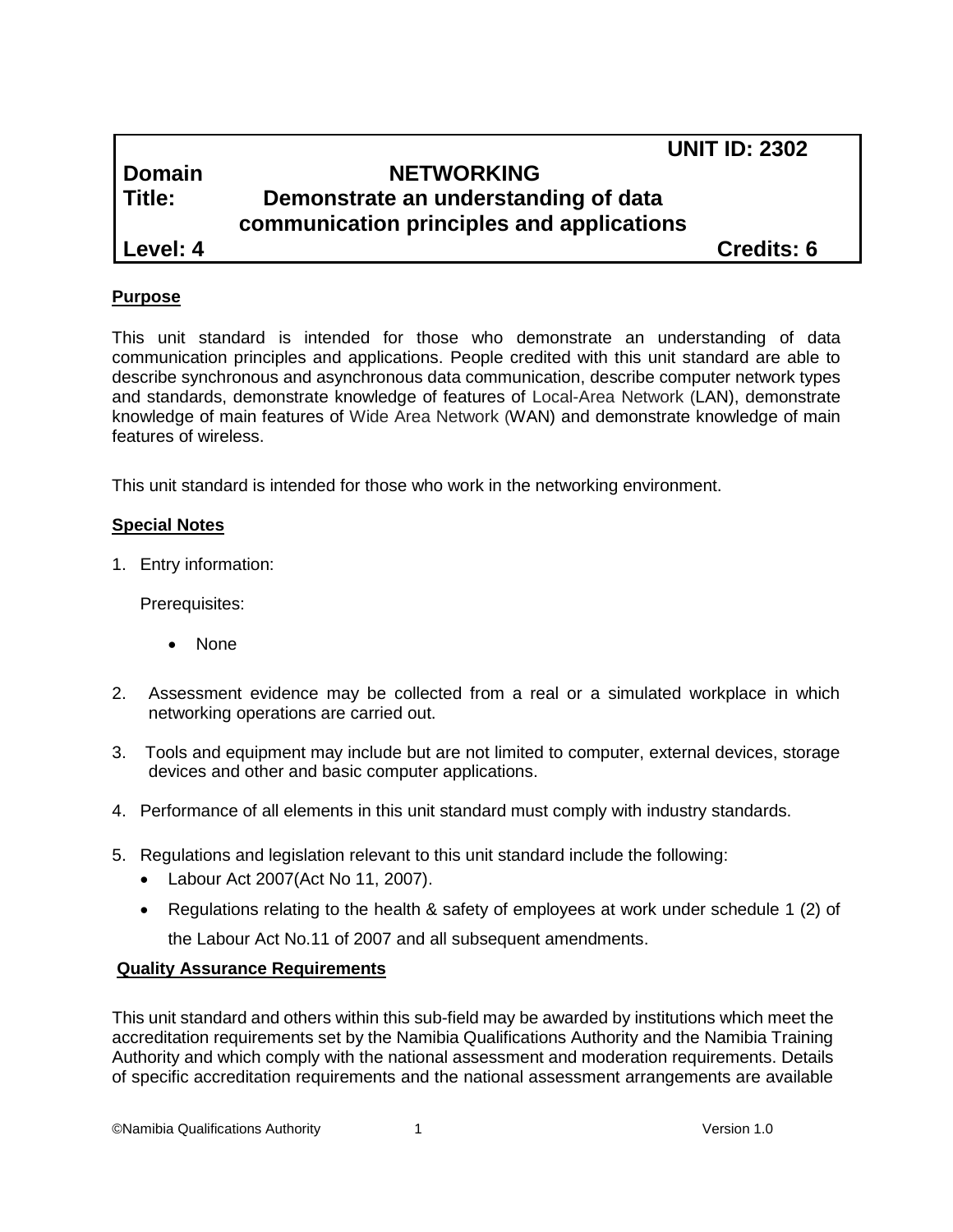**UNIT ID: 2302**

**Domain** **NETWORKING**

**Title:** **Demonstrate an understanding of data communication principles and applications**

**Level: 4** **Credits: 6**

**Purpose**

This unit standard is intended for those who demonstrate an understanding of data communication principles and applications. People credited with this unit standard are able to describe synchronous and asynchronous data communication, describe computer network types and standards, demonstrate knowledge of features of Local-Area Network (LAN), demonstrate knowledge of main features of Wide Area Network (WAN) and demonstrate knowledge of main features of wireless.

This unit standard is intended for those who work in the networking environment.

**Special Notes**

1. Entry information:

   Prerequisites:

   - None

2. Assessment evidence may be collected from a real or a simulated workplace in which networking operations are carried out.

3. Tools and equipment may include but are not limited to computer, external devices, storage devices and other and basic computer applications.

4. Performance of all elements in this unit standard must comply with industry standards.

5. Regulations and legislation relevant to this unit standard include the following:
   - Labour Act 2007(Act No 11, 2007).
   - Regulations relating to the health & safety of employees at work under schedule 1 (2) of the Labour Act No.11 of 2007 and all subsequent amendments.

**Quality Assurance Requirements**

This unit standard and others within this sub-field may be awarded by institutions which meet the accreditation requirements set by the Namibia Qualifications Authority and the Namibia Training Authority and which comply with the national assessment and moderation requirements. Details of specific accreditation requirements and the national assessment arrangements are available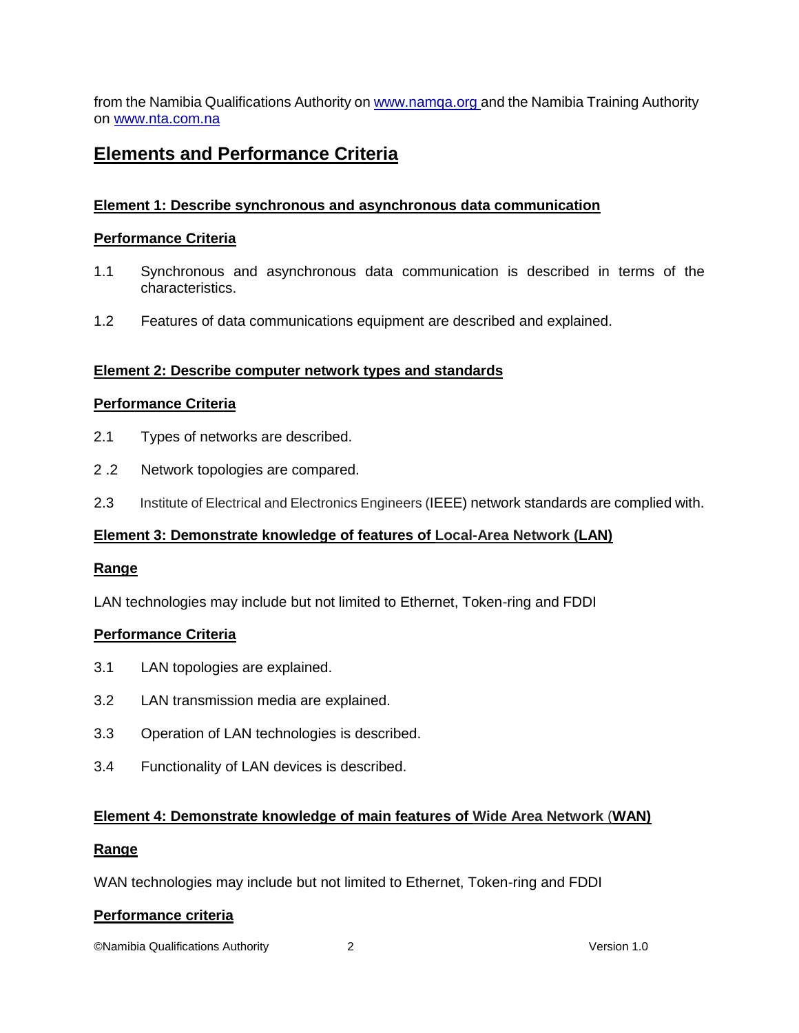from the Namibia Qualifications Authority on www.namqa.org and the Namibia Training Authority on www.nta.com.na

## Elements and Performance Criteria

### Element 1: Describe synchronous and asynchronous data communication

**Performance Criteria**

1.1 Synchronous and asynchronous data communication is described in terms of the characteristics.

1.2 Features of data communications equipment are described and explained.

### Element 2: Describe computer network types and standards

**Performance Criteria**

2.1 Types of networks are described.

2 .2 Network topologies are compared.

2.3 Institute of Electrical and Electronics Engineers (IEEE) network standards are complied with.

### Element 3: Demonstrate knowledge of features of Local-Area Network (LAN)

**Range**

LAN technologies may include but not limited to Ethernet, Token-ring and FDDI

**Performance Criteria**

3.1 LAN topologies are explained.

3.2 LAN transmission media are explained.

3.3 Operation of LAN technologies is described.

3.4 Functionality of LAN devices is described.

### Element 4: Demonstrate knowledge of main features of Wide Area Network (WAN)

**Range**

WAN technologies may include but not limited to Ethernet, Token-ring and FDDI

**Performance criteria**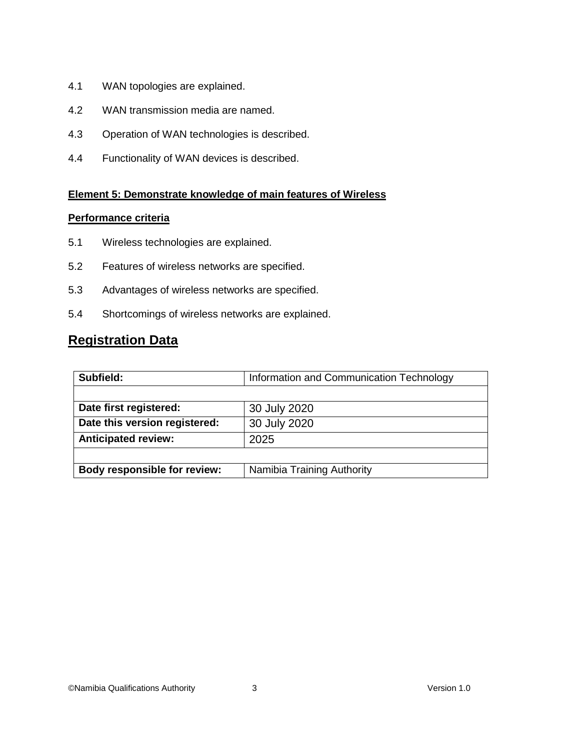4.1 WAN topologies are explained.

4.2 WAN transmission media are named.

4.3 Operation of WAN technologies is described.

4.4 Functionality of WAN devices is described.

**Element 5: Demonstrate knowledge of main features of Wireless**

**Performance criteria**

5.1 Wireless technologies are explained.

5.2 Features of wireless networks are specified.

5.3 Advantages of wireless networks are specified.

5.4 Shortcomings of wireless networks are explained.

## Registration Data

| | |
|---|---|
| **Subfield:** | Information and Communication Technology |
| | |
| **Date first registered:** | 30 July 2020 |
| **Date this version registered:** | 30 July 2020 |
| **Anticipated review:** | 2025 |
| | |
| **Body responsible for review:** | Namibia Training Authority |